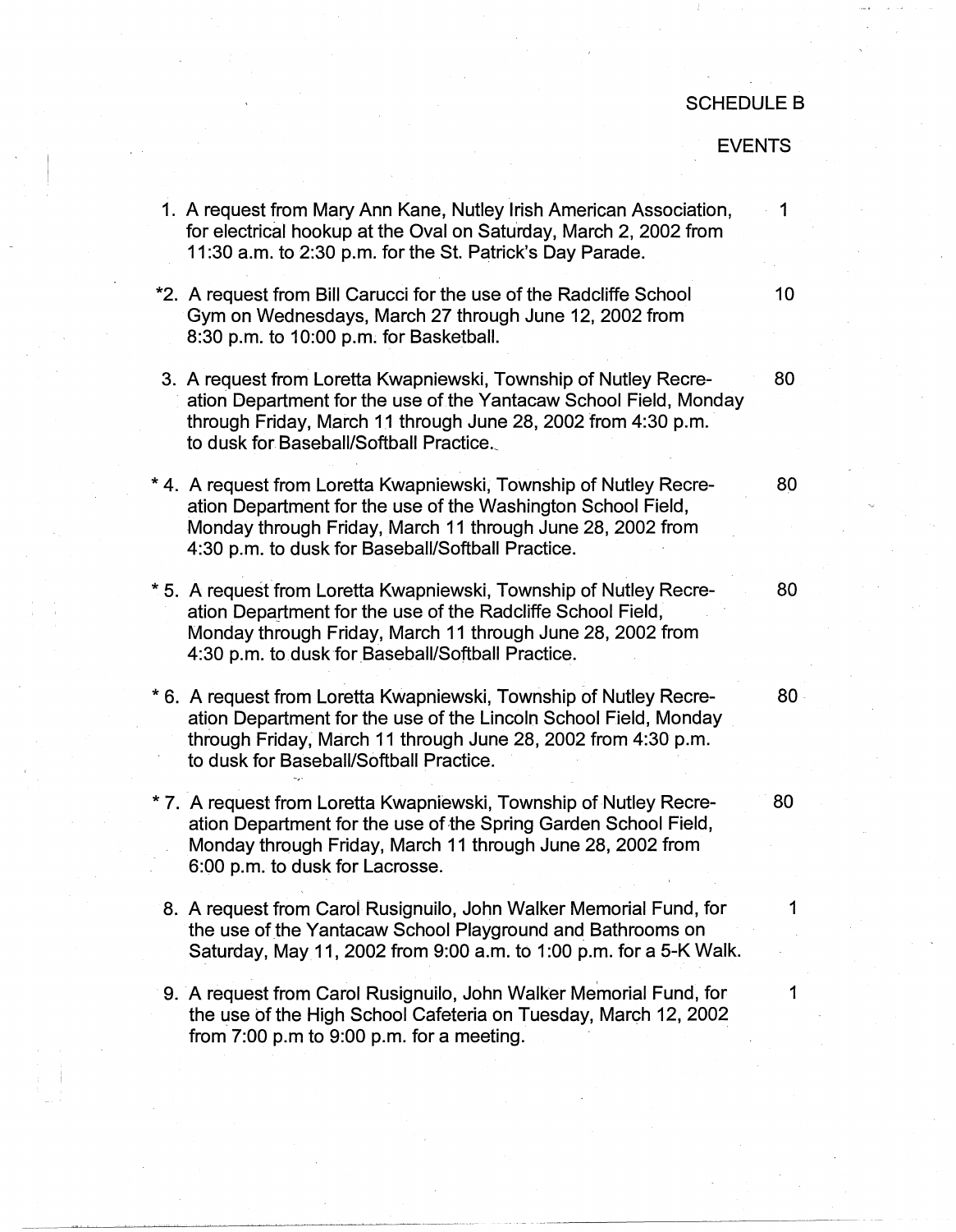SCHEDULE B

EVENTS

| | | |
|---|---|---|
| 1. | A request from Mary Ann Kane, Nutley Irish American Association, for electrical hookup at the Oval on Saturday, March 2, 2002 from 11:30 a.m. to 2:30 p.m. for the St. Patrick's Day Parade. | 1 |
| *2. | A request from Bill Carucci for the use of the Radcliffe School Gym on Wednesdays, March 27 through June 12, 2002 from 8:30 p.m. to 10:00 p.m. for Basketball. | 10 |
| 3. | A request from Loretta Kwapniewski, Township of Nutley Recreation Department for the use of the Yantacaw School Field, Monday through Friday, March 11 through June 28, 2002 from 4:30 p.m. to dusk for Baseball/Softball Practice. | 80 |
| * 4. | A request from Loretta Kwapniewski, Township of Nutley Recreation Department for the use of the Washington School Field, Monday through Friday, March 11 through June 28, 2002 from 4:30 p.m. to dusk for Baseball/Softball Practice. | 80 |
| * 5. | A request from Loretta Kwapniewski, Township of Nutley Recreation Department for the use of the Radcliffe School Field, Monday through Friday, March 11 through June 28, 2002 from 4:30 p.m. to dusk for Baseball/Softball Practice. | 80 |
| * 6. | A request from Loretta Kwapniewski, Township of Nutley Recreation Department for the use of the Lincoln School Field, Monday through Friday, March 11 through June 28, 2002 from 4:30 p.m. to dusk for Baseball/Softball Practice. | 80 |
| * 7. | A request from Loretta Kwapniewski, Township of Nutley Recreation Department for the use of the Spring Garden School Field, Monday through Friday, March 11 through June 28, 2002 from 6:00 p.m. to dusk for Lacrosse. | 80 |
| 8. | A request from Carol Rusignuilo, John Walker Memorial Fund, for the use of the Yantacaw School Playground and Bathrooms on Saturday, May 11, 2002 from 9:00 a.m. to 1:00 p.m. for a 5-K Walk. | 1 |
| 9. | A request from Carol Rusignuilo, John Walker Memorial Fund, for the use of the High School Cafeteria on Tuesday, March 12, 2002 from 7:00 p.m to 9:00 p.m. for a meeting. | 1 |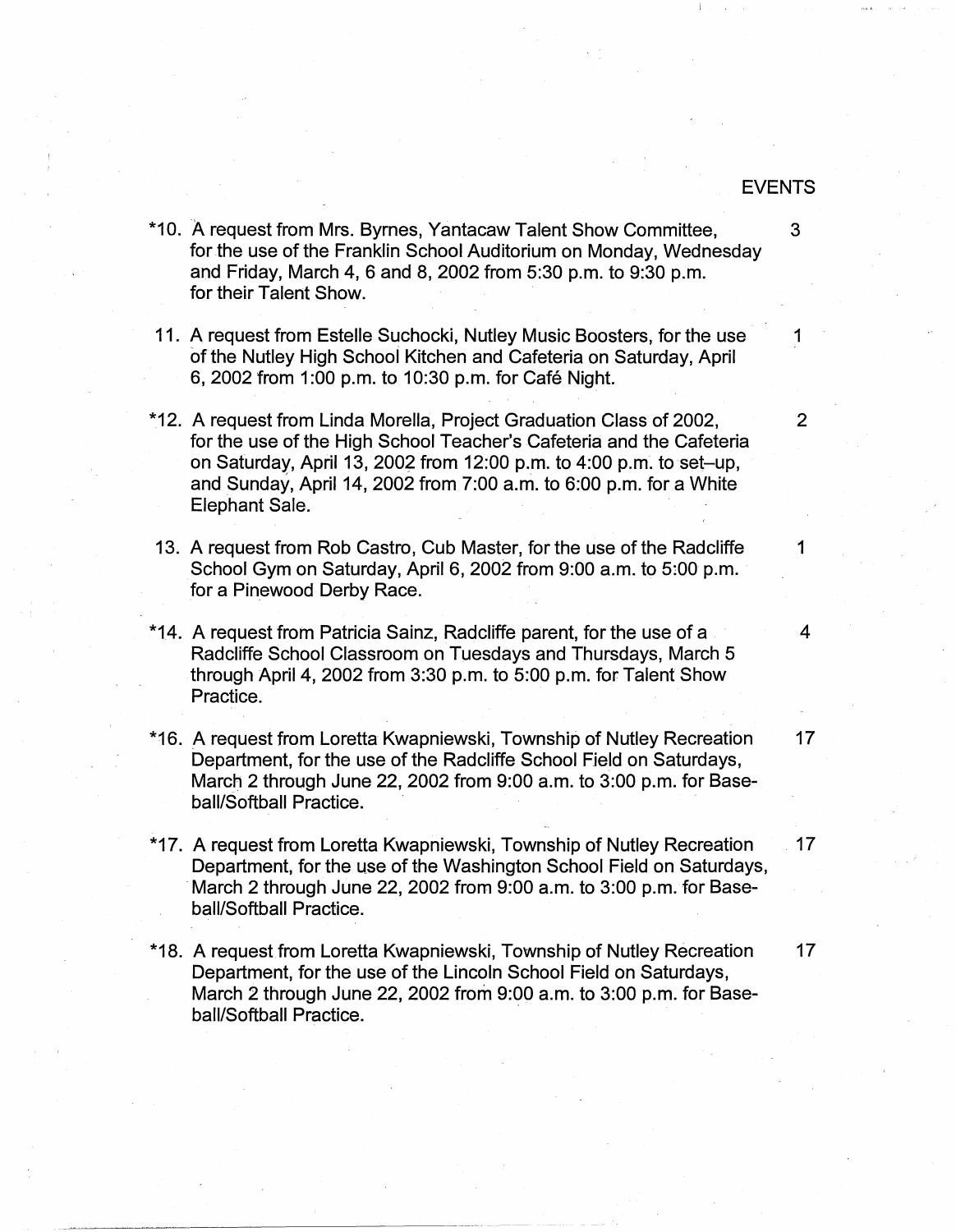EVENTS

| | | |
|---|---|---|
| *10. | A request from Mrs. Byrnes, Yantacaw Talent Show Committee, for the use of the Franklin School Auditorium on Monday, Wednesday and Friday, March 4, 6 and 8, 2002 from 5:30 p.m. to 9:30 p.m. for their Talent Show. | 3 |
| 11. | A request from Estelle Suchocki, Nutley Music Boosters, for the use of the Nutley High School Kitchen and Cafeteria on Saturday, April 6, 2002 from 1:00 p.m. to 10:30 p.m. for Café Night. | 1 |
| *12. | A request from Linda Morella, Project Graduation Class of 2002, for the use of the High School Teacher's Cafeteria and the Cafeteria on Saturday, April 13, 2002 from 12:00 p.m. to 4:00 p.m. to set–up, and Sunday, April 14, 2002 from 7:00 a.m. to 6:00 p.m. for a White Elephant Sale. | 2 |
| 13. | A request from Rob Castro, Cub Master, for the use of the Radcliffe School Gym on Saturday, April 6, 2002 from 9:00 a.m. to 5:00 p.m. for a Pinewood Derby Race. | 1 |
| *14. | A request from Patricia Sainz, Radcliffe parent, for the use of a Radcliffe School Classroom on Tuesdays and Thursdays, March 5 through April 4, 2002 from 3:30 p.m. to 5:00 p.m. for Talent Show Practice. | 4 |
| *16. | A request from Loretta Kwapniewski, Township of Nutley Recreation Department, for the use of the Radcliffe School Field on Saturdays, March 2 through June 22, 2002 from 9:00 a.m. to 3:00 p.m. for Baseball/Softball Practice. | 17 |
| *17. | A request from Loretta Kwapniewski, Township of Nutley Recreation Department, for the use of the Washington School Field on Saturdays, March 2 through June 22, 2002 from 9:00 a.m. to 3:00 p.m. for Baseball/Softball Practice. | 17 |
| *18. | A request from Loretta Kwapniewski, Township of Nutley Recreation Department, for the use of the Lincoln School Field on Saturdays, March 2 through June 22, 2002 from 9:00 a.m. to 3:00 p.m. for Baseball/Softball Practice. | 17 |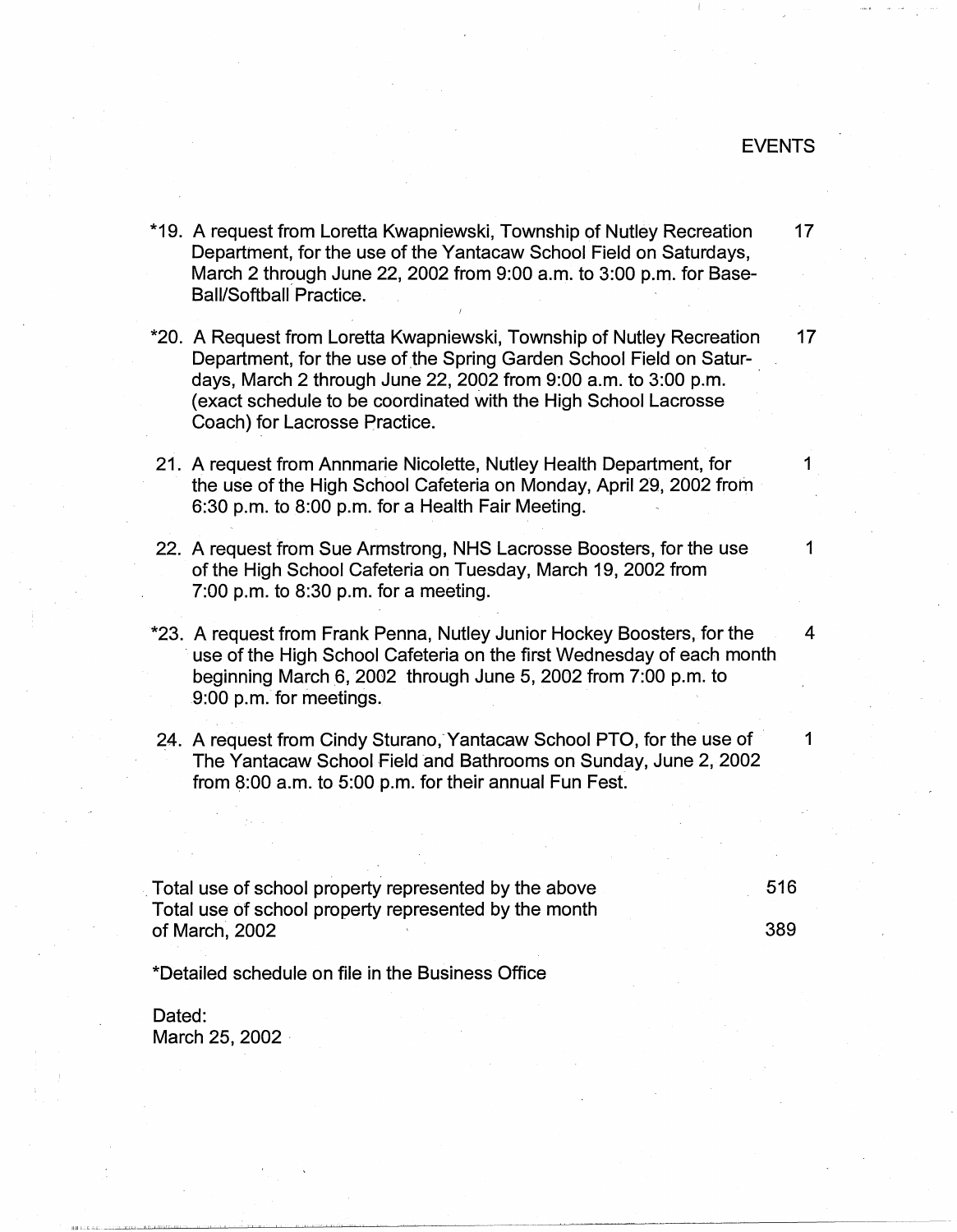EVENTS

| | | |
|---|---|---|
| *19. | A request from Loretta Kwapniewski, Township of Nutley Recreation Department, for the use of the Yantacaw School Field on Saturdays, March 2 through June 22, 2002 from 9:00 a.m. to 3:00 p.m. for Base-Ball/Softball Practice. | 17 |
| *20. | A Request from Loretta Kwapniewski, Township of Nutley Recreation Department, for the use of the Spring Garden School Field on Saturdays, March 2 through June 22, 2002 from 9:00 a.m. to 3:00 p.m. (exact schedule to be coordinated with the High School Lacrosse Coach) for Lacrosse Practice. | 17 |
| 21. | A request from Annmarie Nicolette, Nutley Health Department, for the use of the High School Cafeteria on Monday, April 29, 2002 from 6:30 p.m. to 8:00 p.m. for a Health Fair Meeting. | 1 |
| 22. | A request from Sue Armstrong, NHS Lacrosse Boosters, for the use of the High School Cafeteria on Tuesday, March 19, 2002 from 7:00 p.m. to 8:30 p.m. for a meeting. | 1 |
| *23. | A request from Frank Penna, Nutley Junior Hockey Boosters, for the use of the High School Cafeteria on the first Wednesday of each month beginning March 6, 2002 through June 5, 2002 from 7:00 p.m. to 9:00 p.m. for meetings. | 4 |
| 24. | A request from Cindy Sturano, Yantacaw School PTO, for the use of The Yantacaw School Field and Bathrooms on Sunday, June 2, 2002 from 8:00 a.m. to 5:00 p.m. for their annual Fun Fest. | 1 |

| | |
|---|---|
| Total use of school property represented by the above | 516 |
| Total use of school property represented by the month of March, 2002 | 389 |

*Detailed schedule on file in the Business Office

Dated:
March 25, 2002